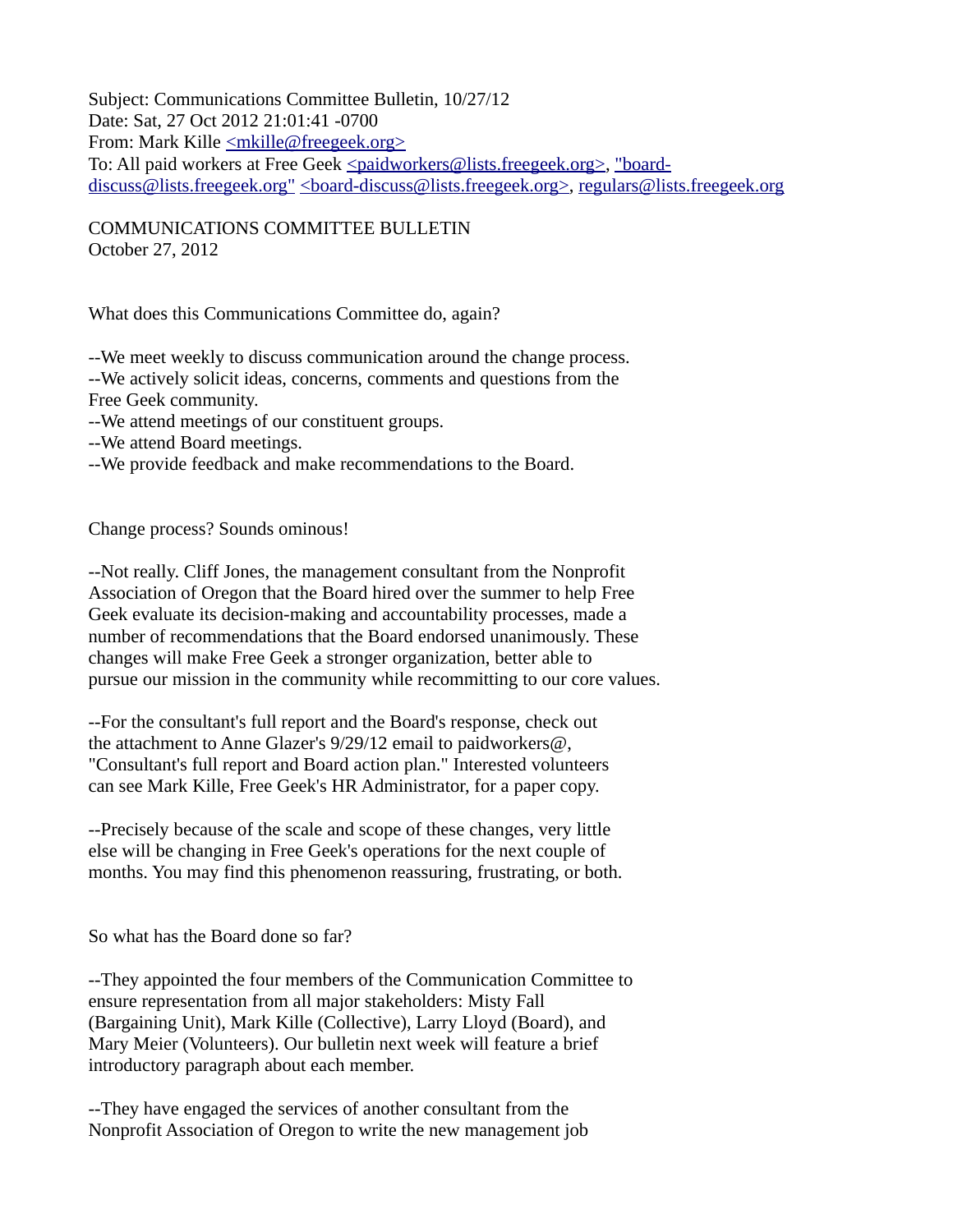Subject: Communications Committee Bulletin, 10/27/12
Date: Sat, 27 Oct 2012 21:01:41 -0700
From: Mark Kille <mkille@freegeek.org>
To: All paid workers at Free Geek <paidworkers@lists.freegeek.org>, "board-discuss@lists.freegeek.org" <board-discuss@lists.freegeek.org>, regulars@lists.freegeek.org

COMMUNICATIONS COMMITTEE BULLETIN
October 27, 2012

What does this Communications Committee do, again?

--We meet weekly to discuss communication around the change process.
--We actively solicit ideas, concerns, comments and questions from the Free Geek community.
--We attend meetings of our constituent groups.
--We attend Board meetings.
--We provide feedback and make recommendations to the Board.

Change process? Sounds ominous!

--Not really. Cliff Jones, the management consultant from the Nonprofit Association of Oregon that the Board hired over the summer to help Free Geek evaluate its decision-making and accountability processes, made a number of recommendations that the Board endorsed unanimously. These changes will make Free Geek a stronger organization, better able to pursue our mission in the community while recommitting to our core values.

--For the consultant's full report and the Board's response, check out the attachment to Anne Glazer's 9/29/12 email to paidworkers@, "Consultant's full report and Board action plan." Interested volunteers can see Mark Kille, Free Geek's HR Administrator, for a paper copy.

--Precisely because of the scale and scope of these changes, very little else will be changing in Free Geek's operations for the next couple of months. You may find this phenomenon reassuring, frustrating, or both.

So what has the Board done so far?

--They appointed the four members of the Communication Committee to ensure representation from all major stakeholders: Misty Fall (Bargaining Unit), Mark Kille (Collective), Larry Lloyd (Board), and Mary Meier (Volunteers). Our bulletin next week will feature a brief introductory paragraph about each member.

--They have engaged the services of another consultant from the Nonprofit Association of Oregon to write the new management job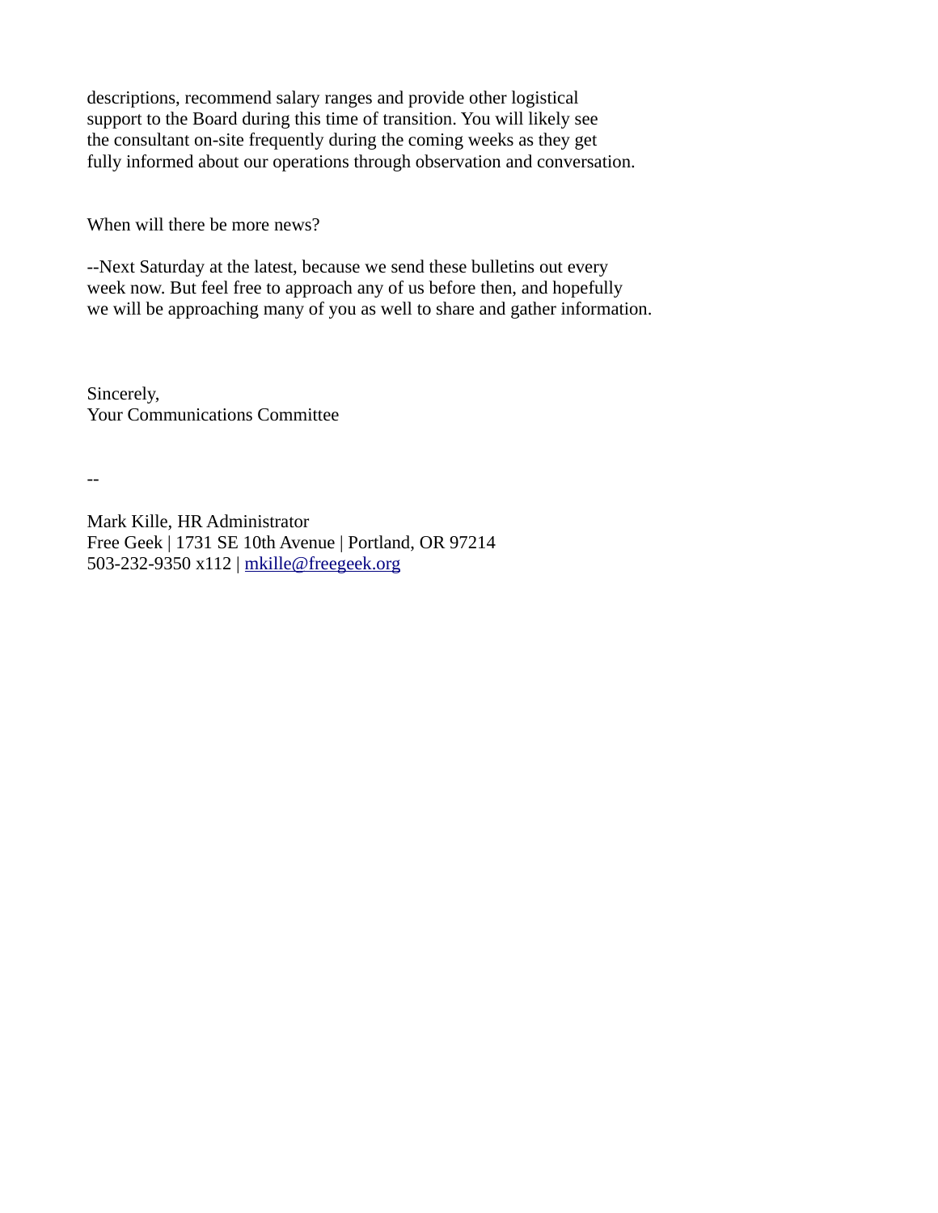descriptions, recommend salary ranges and provide other logistical support to the Board during this time of transition. You will likely see the consultant on-site frequently during the coming weeks as they get fully informed about our operations through observation and conversation.

When will there be more news?

--Next Saturday at the latest, because we send these bulletins out every week now. But feel free to approach any of us before then, and hopefully we will be approaching many of you as well to share and gather information.

Sincerely,
Your Communications Committee

--

Mark Kille, HR Administrator
Free Geek | 1731 SE 10th Avenue | Portland, OR 97214
503-232-9350 x112 | mkille@freegeek.org